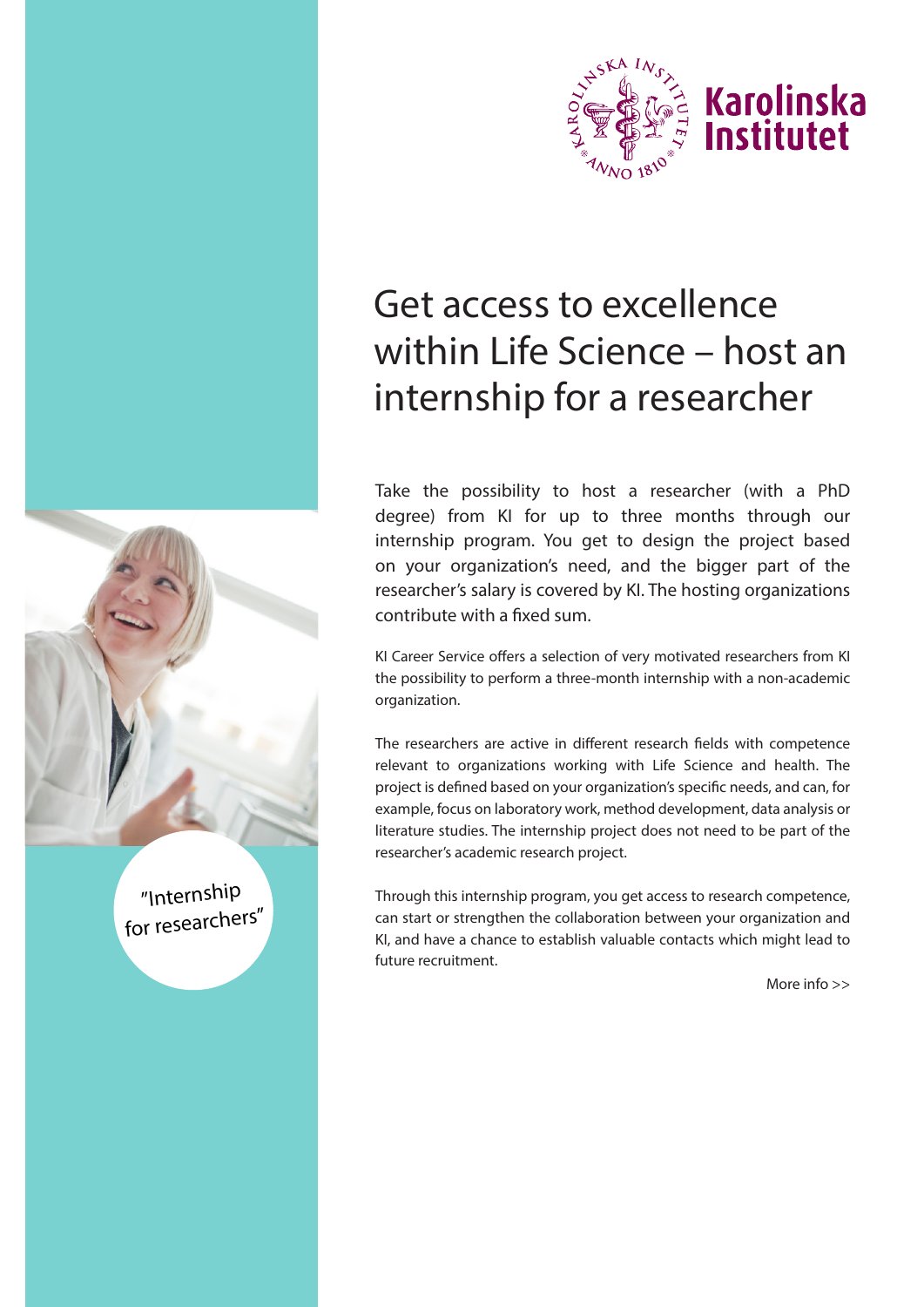Karolinska Institutet

# Get access to excellence within Life Science – host an internship for a researcher

"Internship for researchers"

Take the possibility to host a researcher (with a PhD degree) from KI for up to three months through our internship program. You get to design the project based on your organization's need, and the bigger part of the researcher's salary is covered by KI. The hosting organizations contribute with a fixed sum.

KI Career Service offers a selection of very motivated researchers from KI the possibility to perform a three-month internship with a non-academic organization.

The researchers are active in different research fields with competence relevant to organizations working with Life Science and health. The project is defined based on your organization's specific needs, and can, for example, focus on laboratory work, method development, data analysis or literature studies. The internship project does not need to be part of the researcher's academic research project.

Through this internship program, you get access to research competence, can start or strengthen the collaboration between your organization and KI, and have a chance to establish valuable contacts which might lead to future recruitment.

More info >>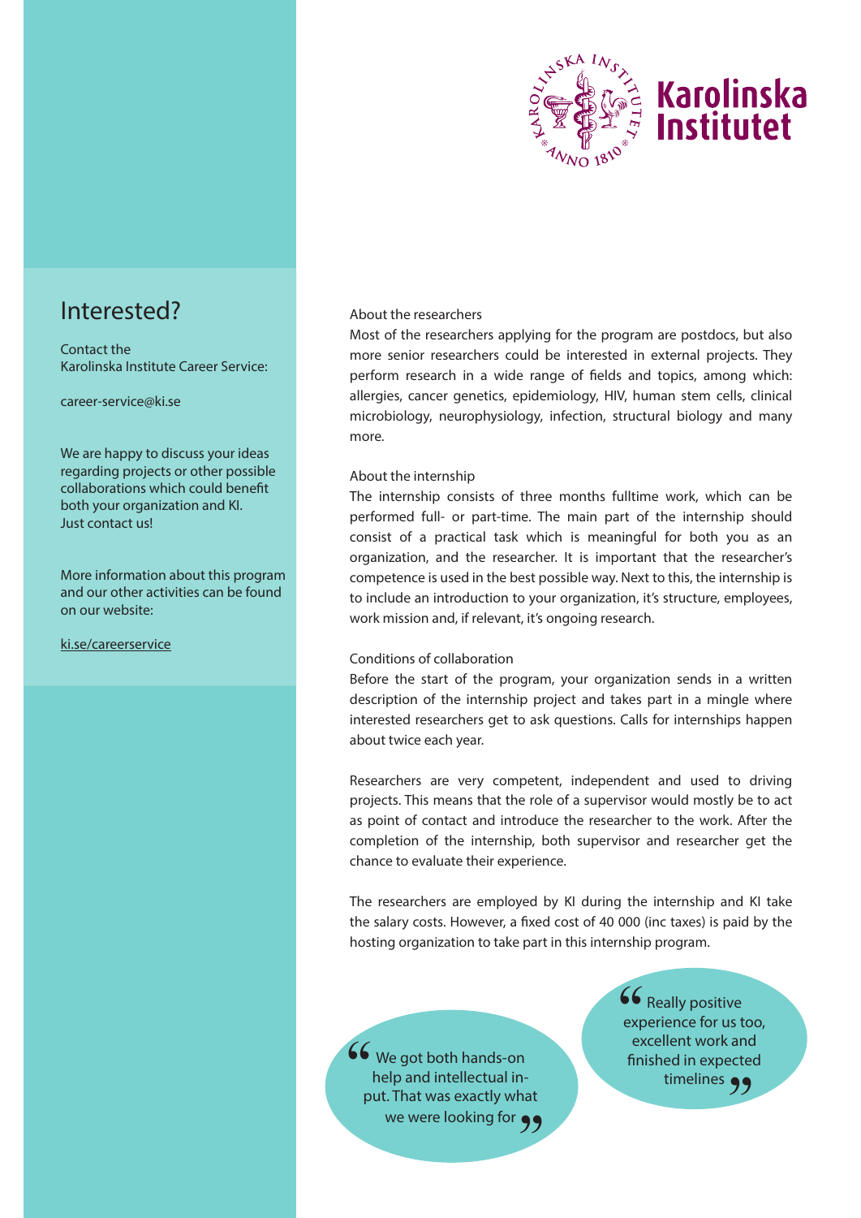Karolinska Institutet

## Interested?

Contact the
Karolinska Institute Career Service:

career-service@ki.se

We are happy to discuss your ideas regarding projects or other possible collaborations which could benefit both your organization and KI.
Just contact us!

More information about this program and our other activities can be found on our website:

ki.se/careerservice

### About the researchers

Most of the researchers applying for the program are postdocs, but also more senior researchers could be interested in external projects. They perform research in a wide range of fields and topics, among which: allergies, cancer genetics, epidemiology, HIV, human stem cells, clinical microbiology, neurophysiology, infection, structural biology and many more.

### About the internship

The internship consists of three months fulltime work, which can be performed full- or part-time. The main part of the internship should consist of a practical task which is meaningful for both you as an organization, and the researcher. It is important that the researcher's competence is used in the best possible way. Next to this, the internship is to include an introduction to your organization, it's structure, employees, work mission and, if relevant, it's ongoing research.

### Conditions of collaboration

Before the start of the program, your organization sends in a written description of the internship project and takes part in a mingle where interested researchers get to ask questions. Calls for internships happen about twice each year.

Researchers are very competent, independent and used to driving projects. This means that the role of a supervisor would mostly be to act as point of contact and introduce the researcher to the work. After the completion of the internship, both supervisor and researcher get the chance to evaluate their experience.

The researchers are employed by KI during the internship and KI take the salary costs. However, a fixed cost of 40 000 (inc taxes) is paid by the hosting organization to take part in this internship program.

> "We got both hands-on help and intellectual input. That was exactly what we were looking for"

> "Really positive experience for us too, excellent work and finished in expected timelines"